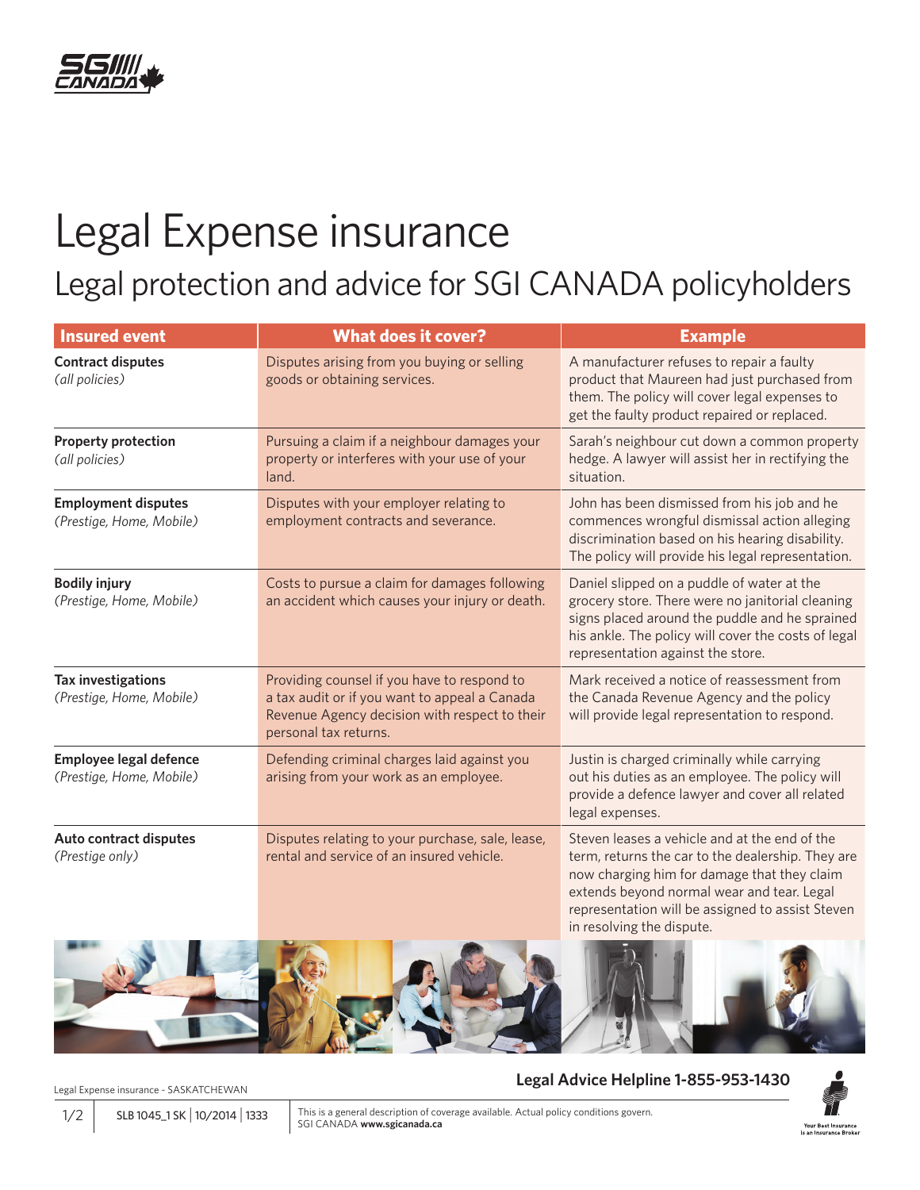# Legal Expense insurance

## Legal protection and advice for SGI CANADA policyholders

| Insured event | What does it cover? | Example |
|---|---|---|
| **Contract disputes** *(all policies)* | Disputes arising from you buying or selling goods or obtaining services. | A manufacturer refuses to repair a faulty product that Maureen had just purchased from them. The policy will cover legal expenses to get the faulty product repaired or replaced. |
| **Property protection** *(all policies)* | Pursuing a claim if a neighbour damages your property or interferes with your use of your land. | Sarah's neighbour cut down a common property hedge. A lawyer will assist her in rectifying the situation. |
| **Employment disputes** *(Prestige, Home, Mobile)* | Disputes with your employer relating to employment contracts and severance. | John has been dismissed from his job and he commences wrongful dismissal action alleging discrimination based on his hearing disability. The policy will provide his legal representation. |
| **Bodily injury** *(Prestige, Home, Mobile)* | Costs to pursue a claim for damages following an accident which causes your injury or death. | Daniel slipped on a puddle of water at the grocery store. There were no janitorial cleaning signs placed around the puddle and he sprained his ankle. The policy will cover the costs of legal representation against the store. |
| **Tax investigations** *(Prestige, Home, Mobile)* | Providing counsel if you have to respond to a tax audit or if you want to appeal a Canada Revenue Agency decision with respect to their personal tax returns. | Mark received a notice of reassessment from the Canada Revenue Agency and the policy will provide legal representation to respond. |
| **Employee legal defence** *(Prestige, Home, Mobile)* | Defending criminal charges laid against you arising from your work as an employee. | Justin is charged criminally while carrying out his duties as an employee. The policy will provide a defence lawyer and cover all related legal expenses. |
| **Auto contract disputes** *(Prestige only)* | Disputes relating to your purchase, sale, lease, rental and service of an insured vehicle. | Steven leases a vehicle and at the end of the term, returns the car to the dealership. They are now charging him for damage that they claim extends beyond normal wear and tear. Legal representation will be assigned to assist Steven in resolving the dispute. |

Legal Expense insurance - SASKATCHEWAN

**Legal Advice Helpline 1-855-953-1430**

SLB 1045_1 SK | 10/2014 | 1333

This is a general description of coverage available. Actual policy conditions govern.
SGI CANADA **www.sgicanada.ca**

Your Best Insurance is an Insurance Broker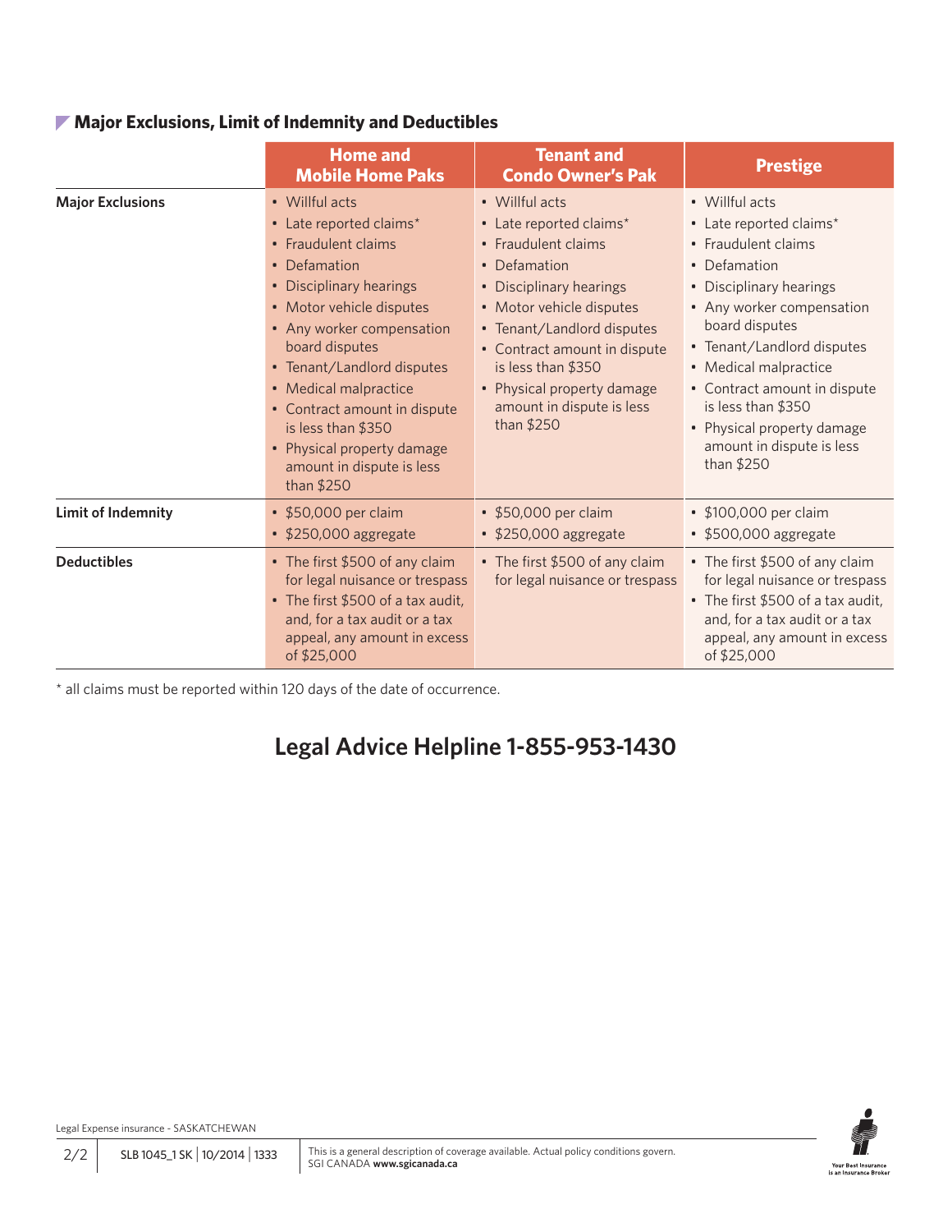## Major Exclusions, Limit of Indemnity and Deductibles

| | Home and Mobile Home Paks | Tenant and Condo Owner's Pak | Prestige |
|---|---|---|---|
| **Major Exclusions** | • Willful acts<br>• Late reported claims*<br>• Fraudulent claims<br>• Defamation<br>• Disciplinary hearings<br>• Motor vehicle disputes<br>• Any worker compensation board disputes<br>• Tenant/Landlord disputes<br>• Medical malpractice<br>• Contract amount in dispute is less than $350<br>• Physical property damage amount in dispute is less than $250 | • Willful acts<br>• Late reported claims*<br>• Fraudulent claims<br>• Defamation<br>• Disciplinary hearings<br>• Motor vehicle disputes<br>• Tenant/Landlord disputes<br>• Contract amount in dispute is less than $350<br>• Physical property damage amount in dispute is less than $250 | • Willful acts<br>• Late reported claims*<br>• Fraudulent claims<br>• Defamation<br>• Disciplinary hearings<br>• Any worker compensation board disputes<br>• Tenant/Landlord disputes<br>• Medical malpractice<br>• Contract amount in dispute is less than $350<br>• Physical property damage amount in dispute is less than $250 |
| **Limit of Indemnity** | • $50,000 per claim<br>• $250,000 aggregate | • $50,000 per claim<br>• $250,000 aggregate | • $100,000 per claim<br>• $500,000 aggregate |
| **Deductibles** | • The first $500 of any claim for legal nuisance or trespass<br>• The first $500 of a tax audit, and, for a tax audit or a tax appeal, any amount in excess of $25,000 | • The first $500 of any claim for legal nuisance or trespass | • The first $500 of any claim for legal nuisance or trespass<br>• The first $500 of a tax audit, and, for a tax audit or a tax appeal, any amount in excess of $25,000 |

* all claims must be reported within 120 days of the date of occurrence.

## Legal Advice Helpline 1-855-953-1430

Legal Expense insurance - SASKATCHEWAN

SLB 1045_1 SK | 10/2014 | 1333

This is a general description of coverage available. Actual policy conditions govern.
SGI CANADA **www.sgicanada.ca**

Your Best Insurance is an Insurance Broker